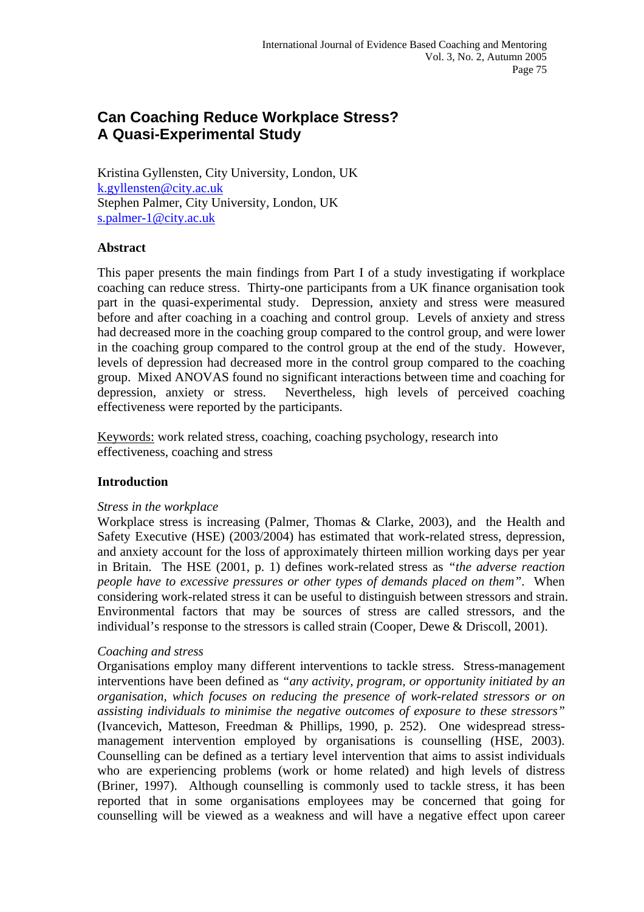# Can Coaching Reduce Workplace Stress? A Quasi-Experimental Study

Kristina Gyllensten, City University, London, UK
k.gyllensten@city.ac.uk
Stephen Palmer, City University, London, UK
s.palmer-1@city.ac.uk

## Abstract

This paper presents the main findings from Part I of a study investigating if workplace coaching can reduce stress. Thirty-one participants from a UK finance organisation took part in the quasi-experimental study. Depression, anxiety and stress were measured before and after coaching in a coaching and control group. Levels of anxiety and stress had decreased more in the coaching group compared to the control group, and were lower in the coaching group compared to the control group at the end of the study. However, levels of depression had decreased more in the control group compared to the coaching group. Mixed ANOVAS found no significant interactions between time and coaching for depression, anxiety or stress. Nevertheless, high levels of perceived coaching effectiveness were reported by the participants.

Keywords: work related stress, coaching, coaching psychology, research into effectiveness, coaching and stress

## Introduction

*Stress in the workplace*

Workplace stress is increasing (Palmer, Thomas & Clarke, 2003), and the Health and Safety Executive (HSE) (2003/2004) has estimated that work-related stress, depression, and anxiety account for the loss of approximately thirteen million working days per year in Britain. The HSE (2001, p. 1) defines work-related stress as *"the adverse reaction people have to excessive pressures or other types of demands placed on them"*. When considering work-related stress it can be useful to distinguish between stressors and strain. Environmental factors that may be sources of stress are called stressors, and the individual's response to the stressors is called strain (Cooper, Dewe & Driscoll, 2001).

*Coaching and stress*

Organisations employ many different interventions to tackle stress. Stress-management interventions have been defined as *"any activity, program, or opportunity initiated by an organisation, which focuses on reducing the presence of work-related stressors or on assisting individuals to minimise the negative outcomes of exposure to these stressors"* (Ivancevich, Matteson, Freedman & Phillips, 1990, p. 252). One widespread stress-management intervention employed by organisations is counselling (HSE, 2003). Counselling can be defined as a tertiary level intervention that aims to assist individuals who are experiencing problems (work or home related) and high levels of distress (Briner, 1997). Although counselling is commonly used to tackle stress, it has been reported that in some organisations employees may be concerned that going for counselling will be viewed as a weakness and will have a negative effect upon career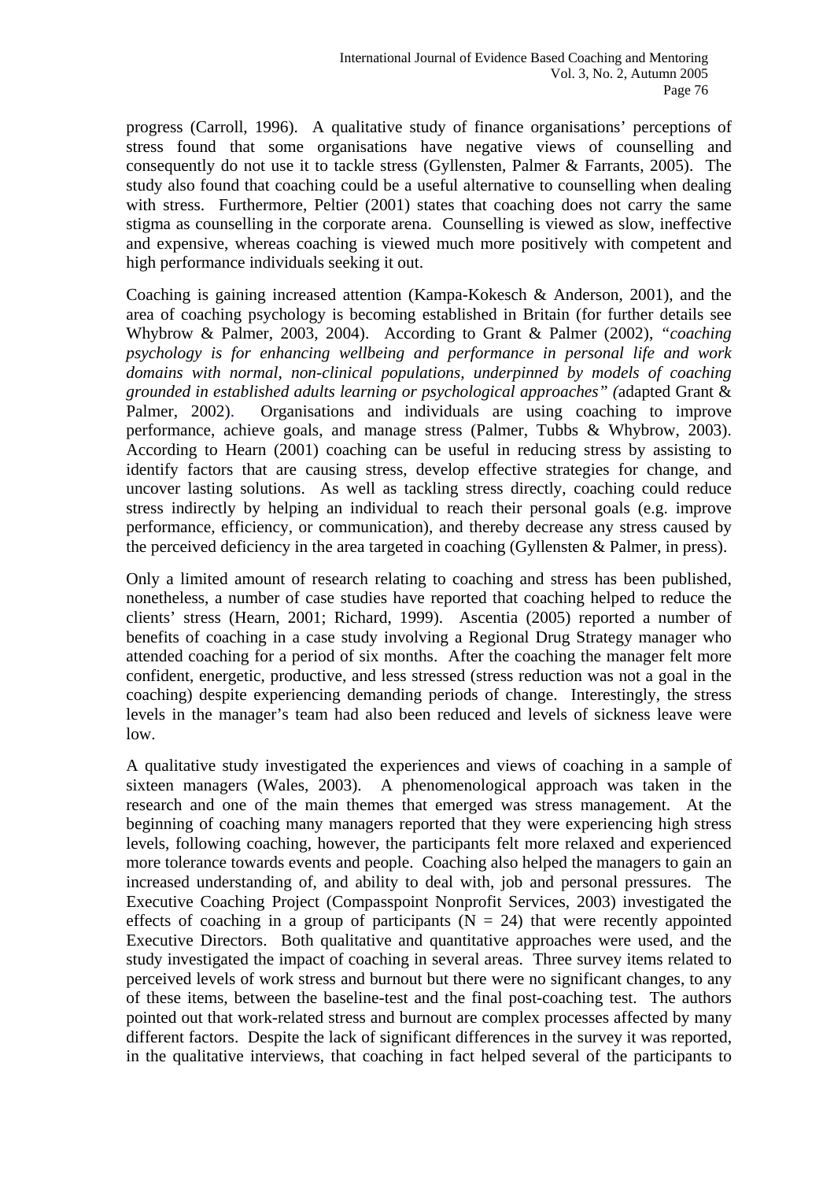progress (Carroll, 1996). A qualitative study of finance organisations' perceptions of stress found that some organisations have negative views of counselling and consequently do not use it to tackle stress (Gyllensten, Palmer & Farrants, 2005). The study also found that coaching could be a useful alternative to counselling when dealing with stress. Furthermore, Peltier (2001) states that coaching does not carry the same stigma as counselling in the corporate arena. Counselling is viewed as slow, ineffective and expensive, whereas coaching is viewed much more positively with competent and high performance individuals seeking it out.

Coaching is gaining increased attention (Kampa-Kokesch & Anderson, 2001), and the area of coaching psychology is becoming established in Britain (for further details see Whybrow & Palmer, 2003, 2004). According to Grant & Palmer (2002), "*coaching psychology is for enhancing wellbeing and performance in personal life and work domains with normal, non-clinical populations, underpinned by models of coaching grounded in established adults learning or psychological approaches" (*adapted Grant & Palmer, 2002). Organisations and individuals are using coaching to improve performance, achieve goals, and manage stress (Palmer, Tubbs & Whybrow, 2003). According to Hearn (2001) coaching can be useful in reducing stress by assisting to identify factors that are causing stress, develop effective strategies for change, and uncover lasting solutions. As well as tackling stress directly, coaching could reduce stress indirectly by helping an individual to reach their personal goals (e.g. improve performance, efficiency, or communication), and thereby decrease any stress caused by the perceived deficiency in the area targeted in coaching (Gyllensten & Palmer, in press).

Only a limited amount of research relating to coaching and stress has been published, nonetheless, a number of case studies have reported that coaching helped to reduce the clients' stress (Hearn, 2001; Richard, 1999). Ascentia (2005) reported a number of benefits of coaching in a case study involving a Regional Drug Strategy manager who attended coaching for a period of six months. After the coaching the manager felt more confident, energetic, productive, and less stressed (stress reduction was not a goal in the coaching) despite experiencing demanding periods of change. Interestingly, the stress levels in the manager's team had also been reduced and levels of sickness leave were low.

A qualitative study investigated the experiences and views of coaching in a sample of sixteen managers (Wales, 2003). A phenomenological approach was taken in the research and one of the main themes that emerged was stress management. At the beginning of coaching many managers reported that they were experiencing high stress levels, following coaching, however, the participants felt more relaxed and experienced more tolerance towards events and people. Coaching also helped the managers to gain an increased understanding of, and ability to deal with, job and personal pressures. The Executive Coaching Project (Compasspoint Nonprofit Services, 2003) investigated the effects of coaching in a group of participants ($N = 24$) that were recently appointed Executive Directors. Both qualitative and quantitative approaches were used, and the study investigated the impact of coaching in several areas. Three survey items related to perceived levels of work stress and burnout but there were no significant changes, to any of these items, between the baseline-test and the final post-coaching test. The authors pointed out that work-related stress and burnout are complex processes affected by many different factors. Despite the lack of significant differences in the survey it was reported, in the qualitative interviews, that coaching in fact helped several of the participants to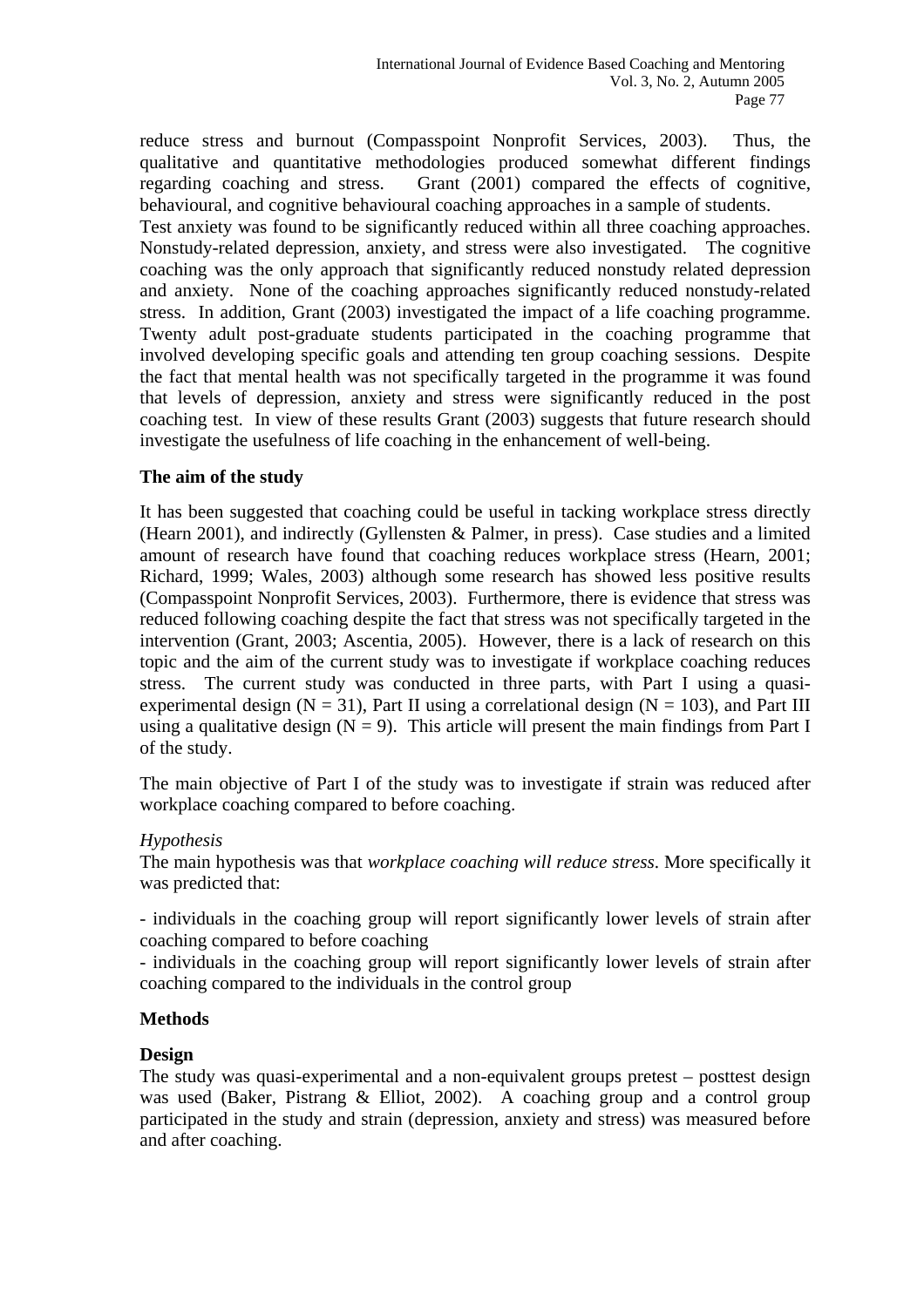reduce stress and burnout (Compasspoint Nonprofit Services, 2003). Thus, the qualitative and quantitative methodologies produced somewhat different findings regarding coaching and stress. Grant (2001) compared the effects of cognitive, behavioural, and cognitive behavioural coaching approaches in a sample of students. Test anxiety was found to be significantly reduced within all three coaching approaches. Nonstudy-related depression, anxiety, and stress were also investigated. The cognitive coaching was the only approach that significantly reduced nonstudy related depression and anxiety. None of the coaching approaches significantly reduced nonstudy-related stress. In addition, Grant (2003) investigated the impact of a life coaching programme. Twenty adult post-graduate students participated in the coaching programme that involved developing specific goals and attending ten group coaching sessions. Despite the fact that mental health was not specifically targeted in the programme it was found that levels of depression, anxiety and stress were significantly reduced in the post coaching test. In view of these results Grant (2003) suggests that future research should investigate the usefulness of life coaching in the enhancement of well-being.

**The aim of the study**

It has been suggested that coaching could be useful in tacking workplace stress directly (Hearn 2001), and indirectly (Gyllensten & Palmer, in press). Case studies and a limited amount of research have found that coaching reduces workplace stress (Hearn, 2001; Richard, 1999; Wales, 2003) although some research has showed less positive results (Compasspoint Nonprofit Services, 2003). Furthermore, there is evidence that stress was reduced following coaching despite the fact that stress was not specifically targeted in the intervention (Grant, 2003; Ascentia, 2005). However, there is a lack of research on this topic and the aim of the current study was to investigate if workplace coaching reduces stress. The current study was conducted in three parts, with Part I using a quasi-experimental design (N = 31), Part II using a correlational design (N = 103), and Part III using a qualitative design (N = 9). This article will present the main findings from Part I of the study.

The main objective of Part I of the study was to investigate if strain was reduced after workplace coaching compared to before coaching.

*Hypothesis*

The main hypothesis was that *workplace coaching will reduce stress*. More specifically it was predicted that:

- individuals in the coaching group will report significantly lower levels of strain after coaching compared to before coaching
- individuals in the coaching group will report significantly lower levels of strain after coaching compared to the individuals in the control group

**Methods**

**Design**

The study was quasi-experimental and a non-equivalent groups pretest – posttest design was used (Baker, Pistrang & Elliot, 2002). A coaching group and a control group participated in the study and strain (depression, anxiety and stress) was measured before and after coaching.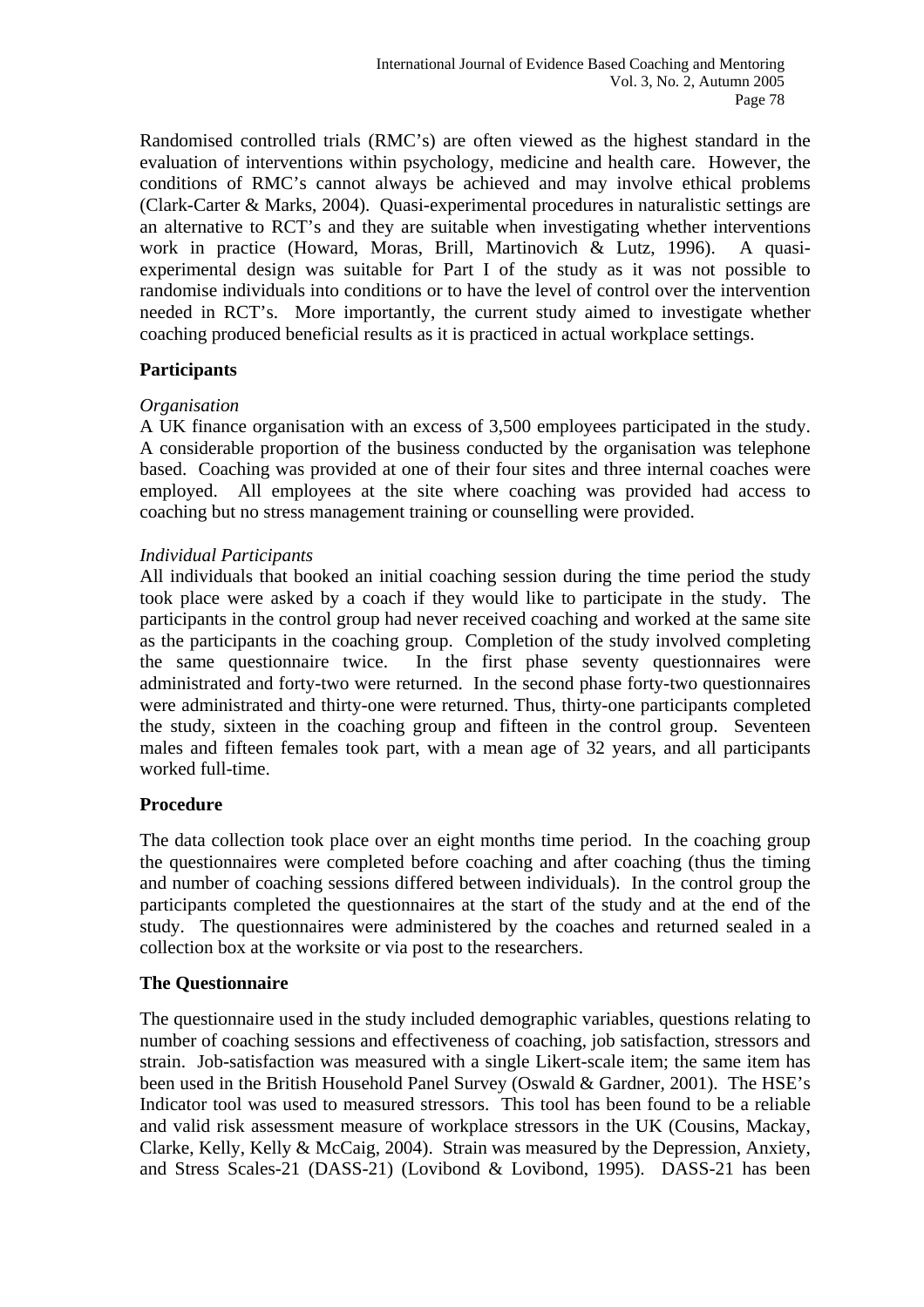Randomised controlled trials (RMC's) are often viewed as the highest standard in the evaluation of interventions within psychology, medicine and health care. However, the conditions of RMC's cannot always be achieved and may involve ethical problems (Clark-Carter & Marks, 2004). Quasi-experimental procedures in naturalistic settings are an alternative to RCT's and they are suitable when investigating whether interventions work in practice (Howard, Moras, Brill, Martinovich & Lutz, 1996). A quasi-experimental design was suitable for Part I of the study as it was not possible to randomise individuals into conditions or to have the level of control over the intervention needed in RCT's. More importantly, the current study aimed to investigate whether coaching produced beneficial results as it is practiced in actual workplace settings.

**Participants**

*Organisation*
A UK finance organisation with an excess of 3,500 employees participated in the study. A considerable proportion of the business conducted by the organisation was telephone based. Coaching was provided at one of their four sites and three internal coaches were employed. All employees at the site where coaching was provided had access to coaching but no stress management training or counselling were provided.

*Individual Participants*
All individuals that booked an initial coaching session during the time period the study took place were asked by a coach if they would like to participate in the study. The participants in the control group had never received coaching and worked at the same site as the participants in the coaching group. Completion of the study involved completing the same questionnaire twice. In the first phase seventy questionnaires were administrated and forty-two were returned. In the second phase forty-two questionnaires were administrated and thirty-one were returned. Thus, thirty-one participants completed the study, sixteen in the coaching group and fifteen in the control group. Seventeen males and fifteen females took part, with a mean age of 32 years, and all participants worked full-time.

**Procedure**

The data collection took place over an eight months time period. In the coaching group the questionnaires were completed before coaching and after coaching (thus the timing and number of coaching sessions differed between individuals). In the control group the participants completed the questionnaires at the start of the study and at the end of the study. The questionnaires were administered by the coaches and returned sealed in a collection box at the worksite or via post to the researchers.

**The Questionnaire**

The questionnaire used in the study included demographic variables, questions relating to number of coaching sessions and effectiveness of coaching, job satisfaction, stressors and strain. Job-satisfaction was measured with a single Likert-scale item; the same item has been used in the British Household Panel Survey (Oswald & Gardner, 2001). The HSE's Indicator tool was used to measured stressors. This tool has been found to be a reliable and valid risk assessment measure of workplace stressors in the UK (Cousins, Mackay, Clarke, Kelly, Kelly & McCaig, 2004). Strain was measured by the Depression, Anxiety, and Stress Scales-21 (DASS-21) (Lovibond & Lovibond, 1995). DASS-21 has been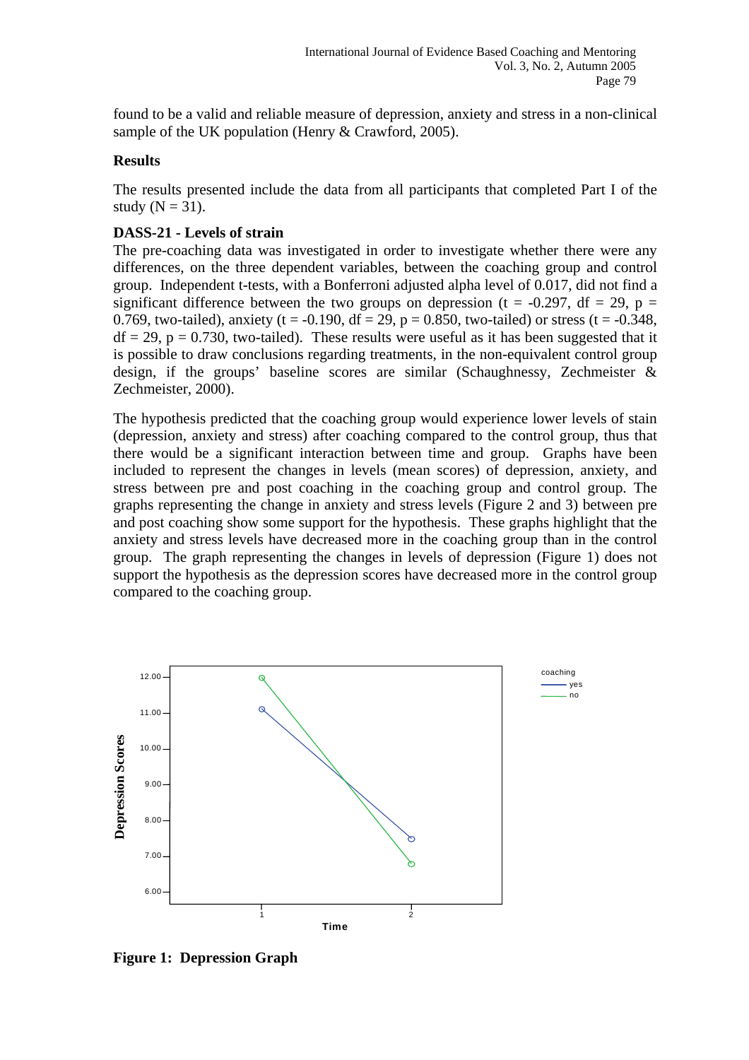found to be a valid and reliable measure of depression, anxiety and stress in a non-clinical sample of the UK population (Henry & Crawford, 2005).

**Results**

The results presented include the data from all participants that completed Part I of the study ($N = 31$).

**DASS-21 - Levels of strain**

The pre-coaching data was investigated in order to investigate whether there were any differences, on the three dependent variables, between the coaching group and control group. Independent t-tests, with a Bonferroni adjusted alpha level of 0.017, did not find a significant difference between the two groups on depression ($t = -0.297$, $df = 29$, $p = 0.769$, two-tailed), anxiety ($t = -0.190$, $df = 29$, $p = 0.850$, two-tailed) or stress ($t = -0.348$, $df = 29$, $p = 0.730$, two-tailed). These results were useful as it has been suggested that it is possible to draw conclusions regarding treatments, in the non-equivalent control group design, if the groups' baseline scores are similar (Schaughnessy, Zechmeister & Zechmeister, 2000).

The hypothesis predicted that the coaching group would experience lower levels of stain (depression, anxiety and stress) after coaching compared to the control group, thus that there would be a significant interaction between time and group. Graphs have been included to represent the changes in levels (mean scores) of depression, anxiety, and stress between pre and post coaching in the coaching group and control group. The graphs representing the change in anxiety and stress levels (Figure 2 and 3) between pre and post coaching show some support for the hypothesis. These graphs highlight that the anxiety and stress levels have decreased more in the coaching group than in the control group. The graph representing the changes in levels of depression (Figure 1) does not support the hypothesis as the depression scores have decreased more in the control group compared to the coaching group.

**Figure 1: Depression Graph**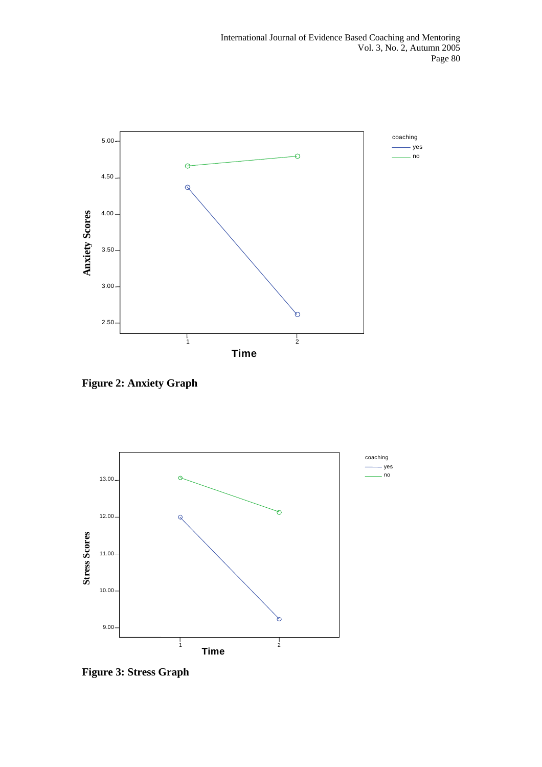**Figure 2: Anxiety Graph**

**Figure 3: Stress Graph**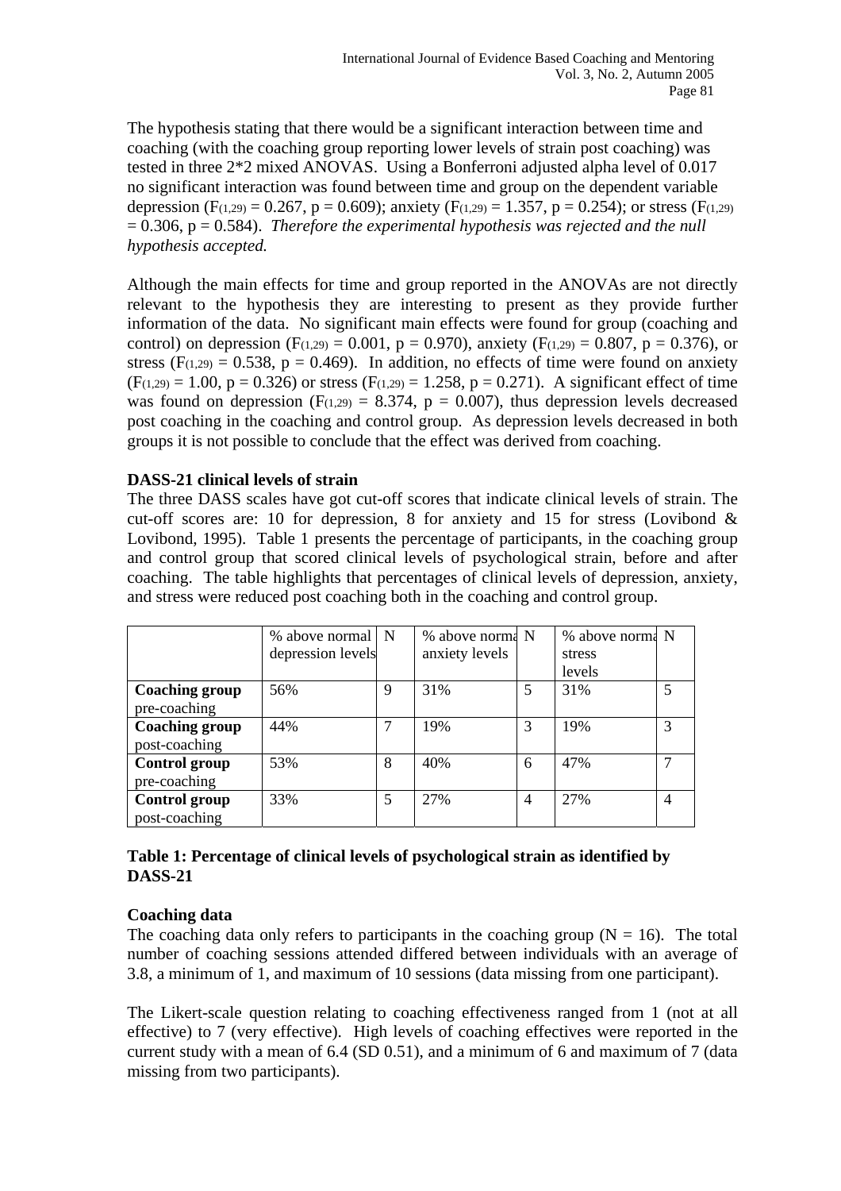The hypothesis stating that there would be a significant interaction between time and coaching (with the coaching group reporting lower levels of strain post coaching) was tested in three 2*2 mixed ANOVAS. Using a Bonferroni adjusted alpha level of 0.017 no significant interaction was found between time and group on the dependent variable depression ($F_{(1,29)} = 0.267$, $p = 0.609$); anxiety ($F_{(1,29)} = 1.357$, $p = 0.254$); or stress ($F_{(1,29)} = 0.306$, $p = 0.584$). *Therefore the experimental hypothesis was rejected and the null hypothesis accepted.*

Although the main effects for time and group reported in the ANOVAs are not directly relevant to the hypothesis they are interesting to present as they provide further information of the data. No significant main effects were found for group (coaching and control) on depression ($F_{(1,29)} = 0.001$, $p = 0.970$), anxiety ($F_{(1,29)} = 0.807$, $p = 0.376$), or stress ($F_{(1,29)} = 0.538$, $p = 0.469$). In addition, no effects of time were found on anxiety ($F_{(1,29)} = 1.00$, $p = 0.326$) or stress ($F_{(1,29)} = 1.258$, $p = 0.271$). A significant effect of time was found on depression ($F_{(1,29)} = 8.374$, $p = 0.007$), thus depression levels decreased post coaching in the coaching and control group. As depression levels decreased in both groups it is not possible to conclude that the effect was derived from coaching.

**DASS-21 clinical levels of strain**

The three DASS scales have got cut-off scores that indicate clinical levels of strain. The cut-off scores are: 10 for depression, 8 for anxiety and 15 for stress (Lovibond & Lovibond, 1995). Table 1 presents the percentage of participants, in the coaching group and control group that scored clinical levels of psychological strain, before and after coaching. The table highlights that percentages of clinical levels of depression, anxiety, and stress were reduced post coaching both in the coaching and control group.

| | % above normal depression levels | N | % above normal anxiety levels | N | % above normal stress levels | N |
|---|---|---|---|---|---|---|
| **Coaching group** pre-coaching | 56% | 9 | 31% | 5 | 31% | 5 |
| **Coaching group** post-coaching | 44% | 7 | 19% | 3 | 19% | 3 |
| **Control group** pre-coaching | 53% | 8 | 40% | 6 | 47% | 7 |
| **Control group** post-coaching | 33% | 5 | 27% | 4 | 27% | 4 |

**Table 1: Percentage of clinical levels of psychological strain as identified by DASS-21**

**Coaching data**

The coaching data only refers to participants in the coaching group (N = 16). The total number of coaching sessions attended differed between individuals with an average of 3.8, a minimum of 1, and maximum of 10 sessions (data missing from one participant).

The Likert-scale question relating to coaching effectiveness ranged from 1 (not at all effective) to 7 (very effective). High levels of coaching effectives were reported in the current study with a mean of 6.4 (SD 0.51), and a minimum of 6 and maximum of 7 (data missing from two participants).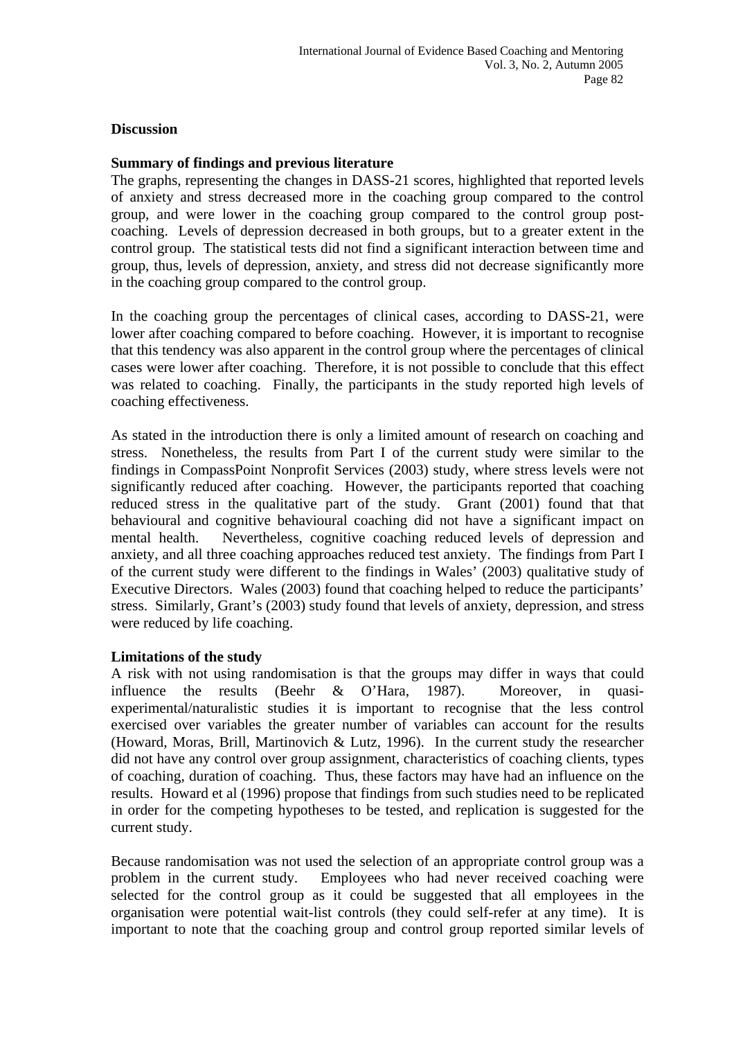## Discussion

### Summary of findings and previous literature

The graphs, representing the changes in DASS-21 scores, highlighted that reported levels of anxiety and stress decreased more in the coaching group compared to the control group, and were lower in the coaching group compared to the control group post-coaching. Levels of depression decreased in both groups, but to a greater extent in the control group. The statistical tests did not find a significant interaction between time and group, thus, levels of depression, anxiety, and stress did not decrease significantly more in the coaching group compared to the control group.

In the coaching group the percentages of clinical cases, according to DASS-21, were lower after coaching compared to before coaching. However, it is important to recognise that this tendency was also apparent in the control group where the percentages of clinical cases were lower after coaching. Therefore, it is not possible to conclude that this effect was related to coaching. Finally, the participants in the study reported high levels of coaching effectiveness.

As stated in the introduction there is only a limited amount of research on coaching and stress. Nonetheless, the results from Part I of the current study were similar to the findings in CompassPoint Nonprofit Services (2003) study, where stress levels were not significantly reduced after coaching. However, the participants reported that coaching reduced stress in the qualitative part of the study. Grant (2001) found that that behavioural and cognitive behavioural coaching did not have a significant impact on mental health. Nevertheless, cognitive coaching reduced levels of depression and anxiety, and all three coaching approaches reduced test anxiety. The findings from Part I of the current study were different to the findings in Wales' (2003) qualitative study of Executive Directors. Wales (2003) found that coaching helped to reduce the participants' stress. Similarly, Grant's (2003) study found that levels of anxiety, depression, and stress were reduced by life coaching.

### Limitations of the study

A risk with not using randomisation is that the groups may differ in ways that could influence the results (Beehr & O'Hara, 1987). Moreover, in quasi-experimental/naturalistic studies it is important to recognise that the less control exercised over variables the greater number of variables can account for the results (Howard, Moras, Brill, Martinovich & Lutz, 1996). In the current study the researcher did not have any control over group assignment, characteristics of coaching clients, types of coaching, duration of coaching. Thus, these factors may have had an influence on the results. Howard et al (1996) propose that findings from such studies need to be replicated in order for the competing hypotheses to be tested, and replication is suggested for the current study.

Because randomisation was not used the selection of an appropriate control group was a problem in the current study. Employees who had never received coaching were selected for the control group as it could be suggested that all employees in the organisation were potential wait-list controls (they could self-refer at any time). It is important to note that the coaching group and control group reported similar levels of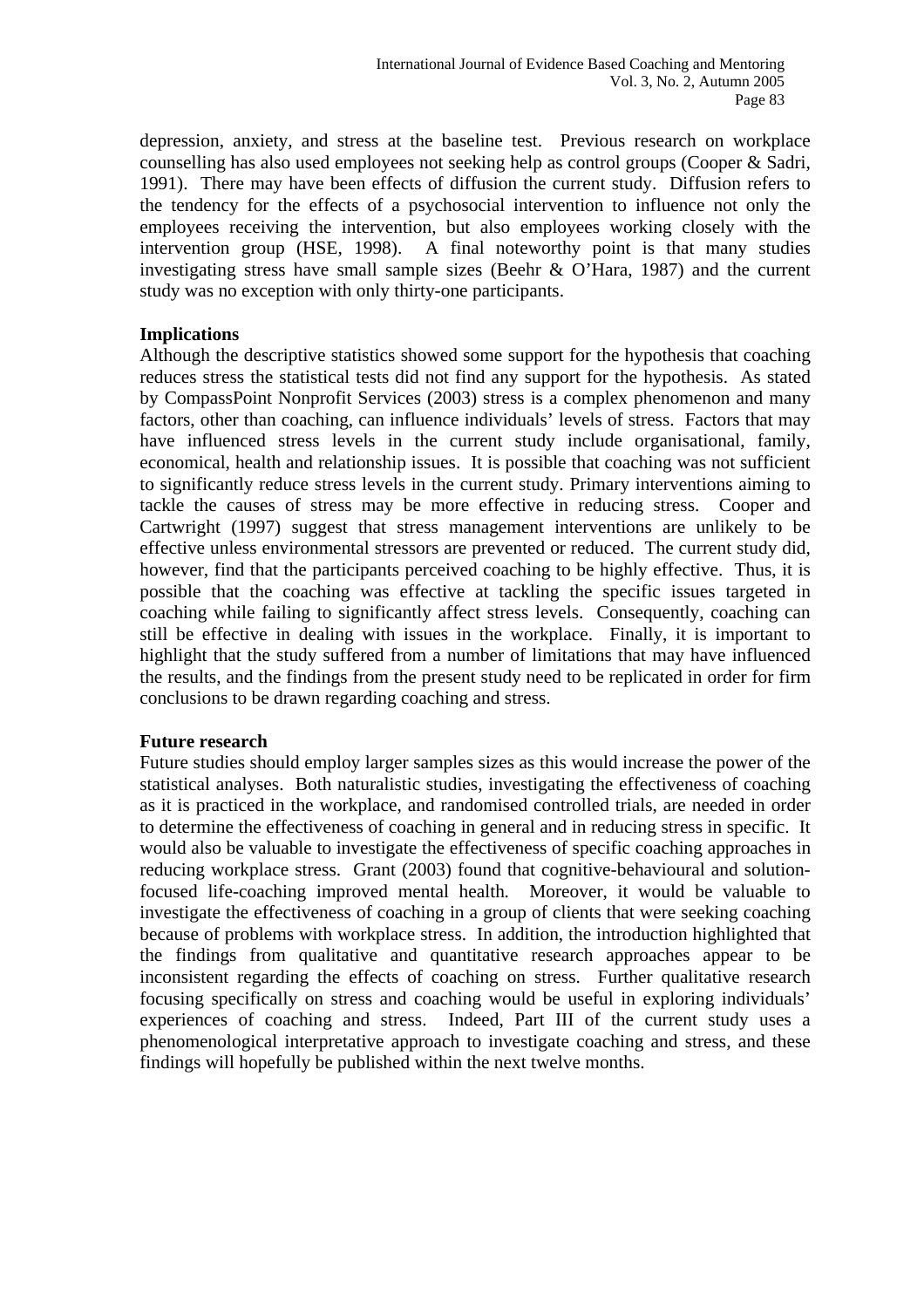depression, anxiety, and stress at the baseline test. Previous research on workplace counselling has also used employees not seeking help as control groups (Cooper & Sadri, 1991). There may have been effects of diffusion the current study. Diffusion refers to the tendency for the effects of a psychosocial intervention to influence not only the employees receiving the intervention, but also employees working closely with the intervention group (HSE, 1998). A final noteworthy point is that many studies investigating stress have small sample sizes (Beehr & O'Hara, 1987) and the current study was no exception with only thirty-one participants.

**Implications**

Although the descriptive statistics showed some support for the hypothesis that coaching reduces stress the statistical tests did not find any support for the hypothesis. As stated by CompassPoint Nonprofit Services (2003) stress is a complex phenomenon and many factors, other than coaching, can influence individuals' levels of stress. Factors that may have influenced stress levels in the current study include organisational, family, economical, health and relationship issues. It is possible that coaching was not sufficient to significantly reduce stress levels in the current study. Primary interventions aiming to tackle the causes of stress may be more effective in reducing stress. Cooper and Cartwright (1997) suggest that stress management interventions are unlikely to be effective unless environmental stressors are prevented or reduced. The current study did, however, find that the participants perceived coaching to be highly effective. Thus, it is possible that the coaching was effective at tackling the specific issues targeted in coaching while failing to significantly affect stress levels. Consequently, coaching can still be effective in dealing with issues in the workplace. Finally, it is important to highlight that the study suffered from a number of limitations that may have influenced the results, and the findings from the present study need to be replicated in order for firm conclusions to be drawn regarding coaching and stress.

**Future research**

Future studies should employ larger samples sizes as this would increase the power of the statistical analyses. Both naturalistic studies, investigating the effectiveness of coaching as it is practiced in the workplace, and randomised controlled trials, are needed in order to determine the effectiveness of coaching in general and in reducing stress in specific. It would also be valuable to investigate the effectiveness of specific coaching approaches in reducing workplace stress. Grant (2003) found that cognitive-behavioural and solution-focused life-coaching improved mental health. Moreover, it would be valuable to investigate the effectiveness of coaching in a group of clients that were seeking coaching because of problems with workplace stress. In addition, the introduction highlighted that the findings from qualitative and quantitative research approaches appear to be inconsistent regarding the effects of coaching on stress. Further qualitative research focusing specifically on stress and coaching would be useful in exploring individuals' experiences of coaching and stress. Indeed, Part III of the current study uses a phenomenological interpretative approach to investigate coaching and stress, and these findings will hopefully be published within the next twelve months.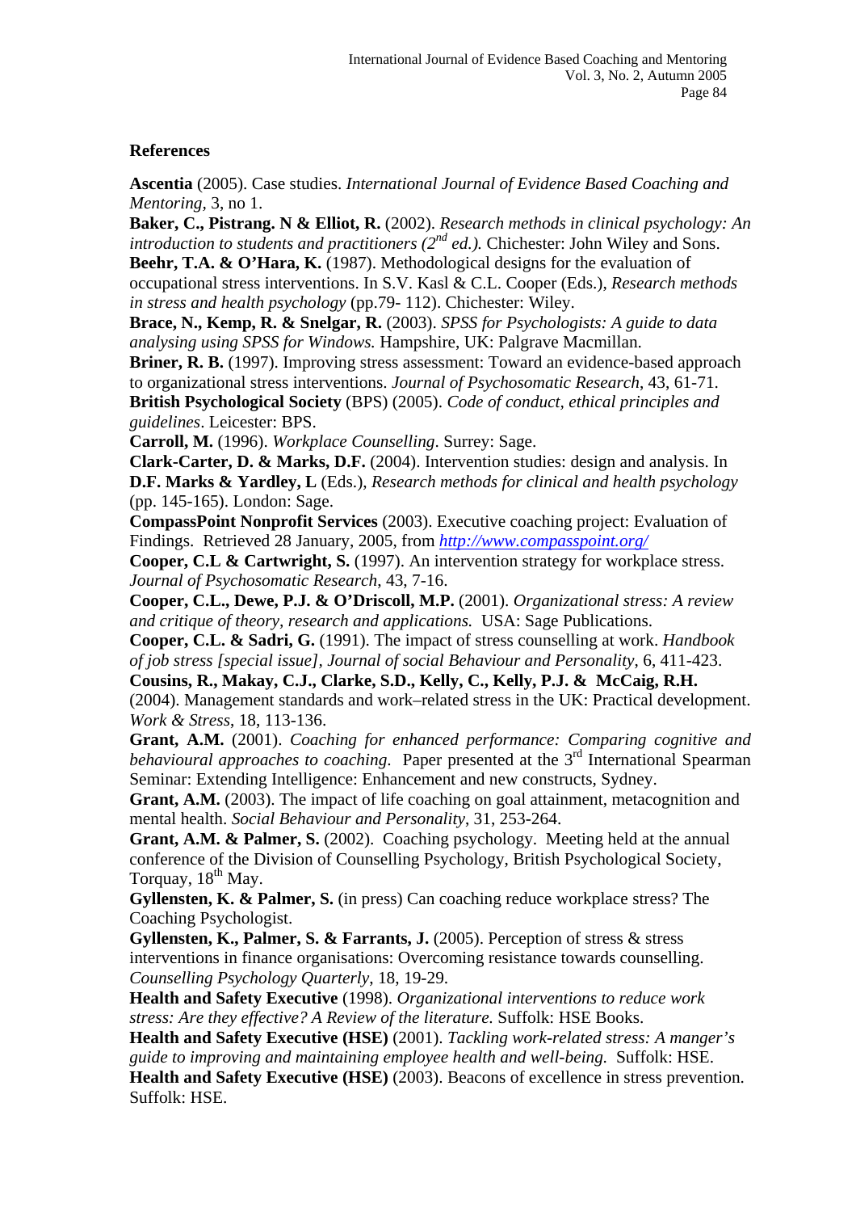## References

**Ascentia** (2005). Case studies. *International Journal of Evidence Based Coaching and Mentoring*, 3, no 1.

**Baker, C., Pistrang. N & Elliot, R.** (2002). *Research methods in clinical psychology: An introduction to students and practitioners (2nd ed.).* Chichester: John Wiley and Sons.

**Beehr, T.A. & O'Hara, K.** (1987). Methodological designs for the evaluation of occupational stress interventions. In S.V. Kasl & C.L. Cooper (Eds.), *Research methods in stress and health psychology* (pp.79- 112). Chichester: Wiley.

**Brace, N., Kemp, R. & Snelgar, R.** (2003). *SPSS for Psychologists: A guide to data analysing using SPSS for Windows.* Hampshire, UK: Palgrave Macmillan.

**Briner, R. B.** (1997). Improving stress assessment: Toward an evidence-based approach to organizational stress interventions. *Journal of Psychosomatic Research*, 43, 61-71.

**British Psychological Society** (BPS) (2005). *Code of conduct, ethical principles and guidelines*. Leicester: BPS.

**Carroll, M.** (1996). *Workplace Counselling*. Surrey: Sage.

**Clark-Carter, D. & Marks, D.F.** (2004). Intervention studies: design and analysis. In **D.F. Marks & Yardley, L** (Eds.), *Research methods for clinical and health psychology* (pp. 145-165). London: Sage.

**CompassPoint Nonprofit Services** (2003). Executive coaching project: Evaluation of Findings. Retrieved 28 January, 2005, from *http://www.compasspoint.org/*

**Cooper, C.L & Cartwright, S.** (1997). An intervention strategy for workplace stress. *Journal of Psychosomatic Research*, 43, 7-16.

**Cooper, C.L., Dewe, P.J. & O'Driscoll, M.P.** (2001). *Organizational stress: A review and critique of theory, research and applications.* USA: Sage Publications.

**Cooper, C.L. & Sadri, G.** (1991). The impact of stress counselling at work. *Handbook of job stress [special issue], Journal of social Behaviour and Personality*, 6, 411-423.

**Cousins, R., Makay, C.J., Clarke, S.D., Kelly, C., Kelly, P.J. & McCaig, R.H.** (2004). Management standards and work–related stress in the UK: Practical development. *Work & Stress*, 18, 113-136.

**Grant, A.M.** (2001). *Coaching for enhanced performance: Comparing cognitive and behavioural approaches to coaching.* Paper presented at the 3rd International Spearman Seminar: Extending Intelligence: Enhancement and new constructs, Sydney.

**Grant, A.M.** (2003). The impact of life coaching on goal attainment, metacognition and mental health. *Social Behaviour and Personality*, 31, 253-264.

**Grant, A.M. & Palmer, S.** (2002). Coaching psychology. Meeting held at the annual conference of the Division of Counselling Psychology, British Psychological Society, Torquay, 18th May.

**Gyllensten, K. & Palmer, S.** (in press) Can coaching reduce workplace stress? The Coaching Psychologist.

**Gyllensten, K., Palmer, S. & Farrants, J.** (2005). Perception of stress & stress interventions in finance organisations: Overcoming resistance towards counselling. *Counselling Psychology Quarterly*, 18, 19-29.

**Health and Safety Executive** (1998). *Organizational interventions to reduce work stress: Are they effective? A Review of the literature.* Suffolk: HSE Books.

**Health and Safety Executive (HSE)** (2001). *Tackling work-related stress: A manger's guide to improving and maintaining employee health and well-being.* Suffolk: HSE.

**Health and Safety Executive (HSE)** (2003). Beacons of excellence in stress prevention. Suffolk: HSE.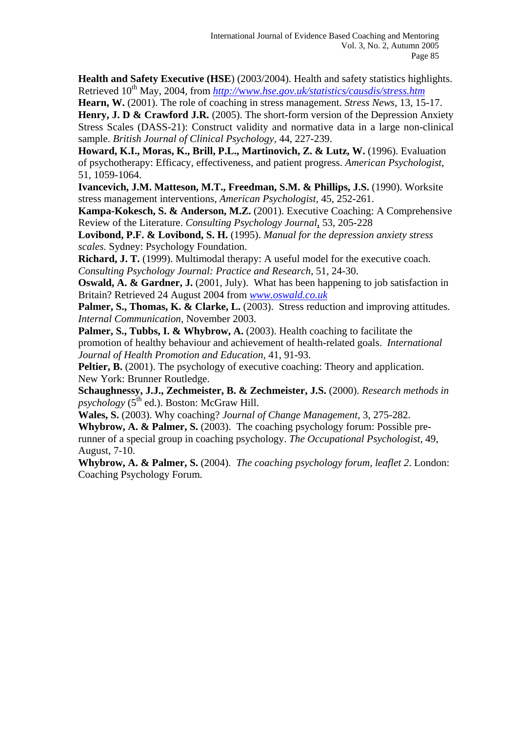**Health and Safety Executive (HSE**) (2003/2004). Health and safety statistics highlights. Retrieved 10th May, 2004, from *http://www.hse.gov.uk/statistics/causdis/stress.htm*

**Hearn, W.** (2001). The role of coaching in stress management. *Stress News*, 13, 15-17.

**Henry, J. D & Crawford J.R.** (2005). The short-form version of the Depression Anxiety Stress Scales (DASS-21): Construct validity and normative data in a large non-clinical sample. *British Journal of Clinical Psychology*, 44, 227-239.

**Howard, K.I., Moras, K., Brill, P.L., Martinovich, Z. & Lutz, W.** (1996). Evaluation of psychotherapy: Efficacy, effectiveness, and patient progress. *American Psychologist*, 51, 1059-1064.

**Ivancevich, J.M. Matteson, M.T., Freedman, S.M. & Phillips, J.S.** (1990). Worksite stress management interventions, *American Psychologist*, 45, 252-261.

**Kampa-Kokesch, S. & Anderson, M.Z.** (2001). Executive Coaching: A Comprehensive Review of the Literature. *Consulting Psychology Journal*, 53, 205-228

**Lovibond, P.F. & Lovibond, S. H.** (1995). *Manual for the depression anxiety stress scales.* Sydney: Psychology Foundation.

**Richard, J. T.** (1999). Multimodal therapy: A useful model for the executive coach. *Consulting Psychology Journal: Practice and Research*, 51, 24-30.

**Oswald, A. & Gardner, J.** (2001, July). What has been happening to job satisfaction in Britain? Retrieved 24 August 2004 from *www.oswald.co.uk*

**Palmer, S., Thomas, K. & Clarke, L.** (2003). Stress reduction and improving attitudes. *Internal Communication*, November 2003.

**Palmer, S., Tubbs, I. & Whybrow, A.** (2003). Health coaching to facilitate the promotion of healthy behaviour and achievement of health-related goals. *International Journal of Health Promotion and Education*, 41, 91-93.

**Peltier, B.** (2001). The psychology of executive coaching: Theory and application. New York: Brunner Routledge.

**Schaughnessy, J.J., Zechmeister, B. & Zechmeister, J.S.** (2000). *Research methods in psychology* (5th ed.). Boston: McGraw Hill.

**Wales, S.** (2003). Why coaching? *Journal of Change Management*, 3, 275-282.

**Whybrow, A. & Palmer, S.** (2003). The coaching psychology forum: Possible pre-runner of a special group in coaching psychology. *The Occupational Psychologist*, 49, August, 7-10.

**Whybrow, A. & Palmer, S.** (2004). *The coaching psychology forum, leaflet 2*. London: Coaching Psychology Forum.